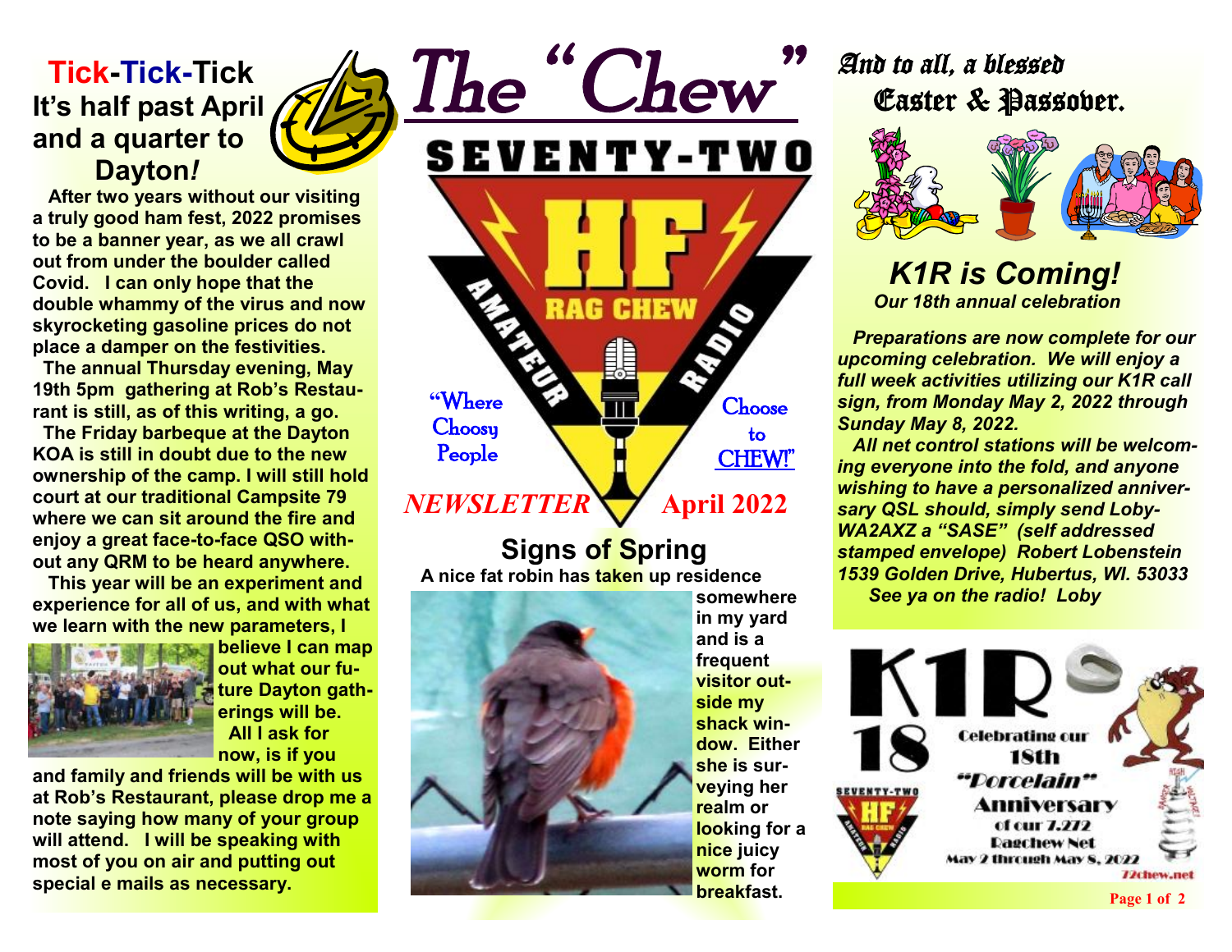# The "Chew"

SEVENTY-TWO HF RAG CHEW AMATEUR RADIO

"Where Choosy People Choose to CHEW!"

*NEWSLETTER* **April 2022**

## Tick-Tick-Tick It's half past April and a quarter to Dayton*!*

**After two years without our visiting a truly good ham fest, 2022 promises to be a banner year, as we all crawl out from under the boulder called Covid. I can only hope that the double whammy of the virus and now skyrocketing gasoline prices do not place a damper on the festivities.**

**The annual Thursday evening, May 19th 5pm gathering at Rob's Restaurant is still, as of this writing, a go.**

**The Friday barbeque at the Dayton KOA is still in doubt due to the new ownership of the camp. I will still hold court at our traditional Campsite 79 where we can sit around the fire and enjoy a great face-to-face QSO without any QRM to be heard anywhere.**

**This year will be an experiment and experience for all of us, and with what we learn with the new parameters, I believe I can map out what our future Dayton gatherings will be.**

**All I ask for now, is if you and family and friends will be with us at Rob's Restaurant, please drop me a note saying how many of your group will attend. I will be speaking with most of you on air and putting out special e mails as necessary.**

## Signs of Spring

**A nice fat robin has taken up residence somewhere in my yard and is a frequent visitor outside my shack window. Either she is surveying her realm or looking for a nice juicy worm for breakfast.**

*And to all, a blessed Easter & Passover.*

## *K1R is Coming!*

***Our 18th annual celebration***

***Preparations are now complete for our upcoming celebration. We will enjoy a full week activities utilizing our K1R call sign, from Monday May 2, 2022 through Sunday May 8, 2022.***

***All net control stations will be welcoming everyone into the fold, and anyone wishing to have a personalized anniversary QSL should, simply send Loby-WA2AXZ a "SASE" (self addressed stamped envelope) Robert Lobenstein 1539 Golden Drive, Hubertus, WI. 53033***

***See ya on the radio! Loby***

K1R 18 Celebrating our 18th "Porcelain" Anniversary of our 7.272 Ragchew Net May 2 through May 8, 2022

72chew.net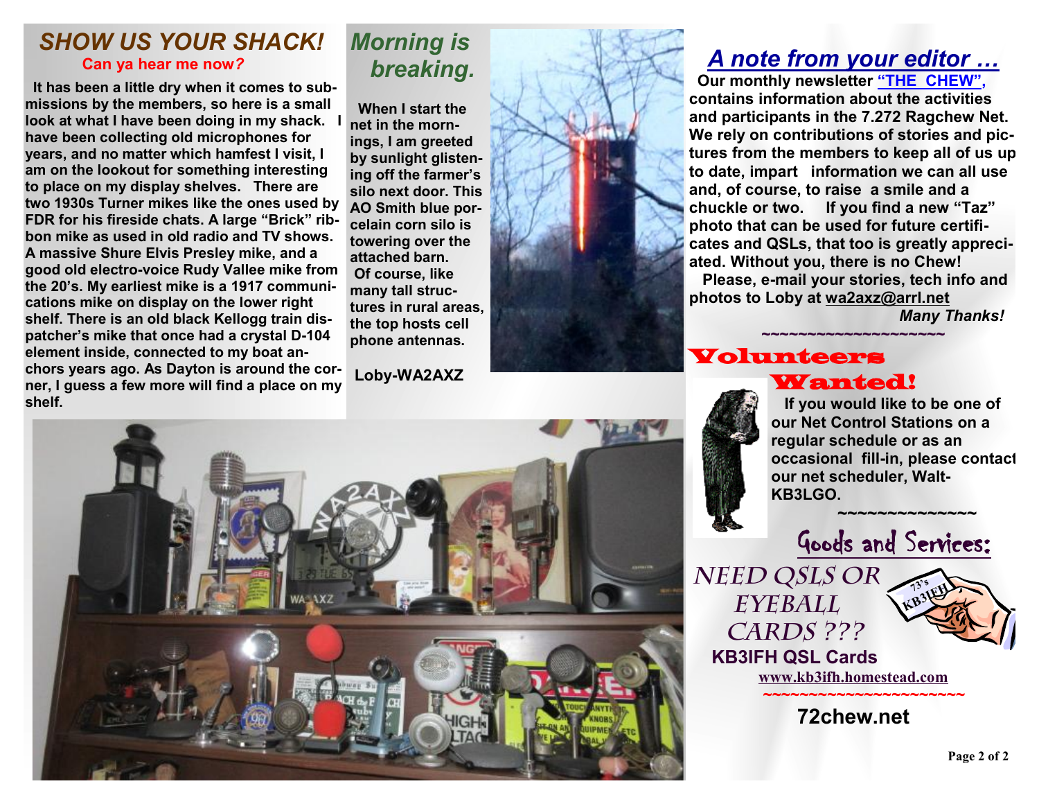## *SHOW US YOUR SHACK!*

**Can ya hear me now?**

**It has been a little dry when it comes to submissions by the members, so here is a small look at what I have been doing in my shack. I have been collecting old microphones for years, and no matter which hamfest I visit, I am on the lookout for something interesting to place on my display shelves. There are two 1930s Turner mikes like the ones used by FDR for his fireside chats. A large "Brick" ribbon mike as used in old radio and TV shows. A massive Shure Elvis Presley mike, and a good old electro-voice Rudy Vallee mike from the 20's. My earliest mike is a 1917 communications mike on display on the lower right shelf. There is an old black Kellogg train dispatcher's mike that once had a crystal D-104 element inside, connected to my boat anchors years ago. As Dayton is around the corner, I guess a few more will find a place on my shelf.**

## *Morning is breaking.*

**When I start the net in the mornings, I am greeted by sunlight glistening off the farmer's silo next door. This AO Smith blue porcelain corn silo is towering over the attached barn.**

**Of course, like many tall structures in rural areas, the top hosts cell phone antennas.**

**Loby-WA2AXZ**

## *A note from your editor …*

**Our monthly newsletter "THE CHEW", contains information about the activities and participants in the 7.272 Ragchew Net. We rely on contributions of stories and pictures from the members to keep all of us up to date, impart information we can all use and, of course, to raise a smile and a chuckle or two. If you find a new "Taz" photo that can be used for future certificates and QSLs, that too is greatly appreciated. Without you, there is no Chew!**

**Please, e-mail your stories, tech info and photos to Loby at wa2axz@arrl.net**

***Many Thanks!***

~~~~~~~~~~~~~~~~~~~~

## Volunteers Wanted!

**If you would like to be one of our Net Control Stations on a regular schedule or as an occasional fill-in, please contact our net scheduler, Walt-KB3LGO.**

~~~~~~~~~~~~~~~

## Goods and Services:

NEED QSLS OR EYEBALL CARDS ???

**KB3IFH QSL Cards**

**www.kb3ifh.homestead.com**

~~~~~~~~~~~~~~~~~~~~~~~

**72chew.net**